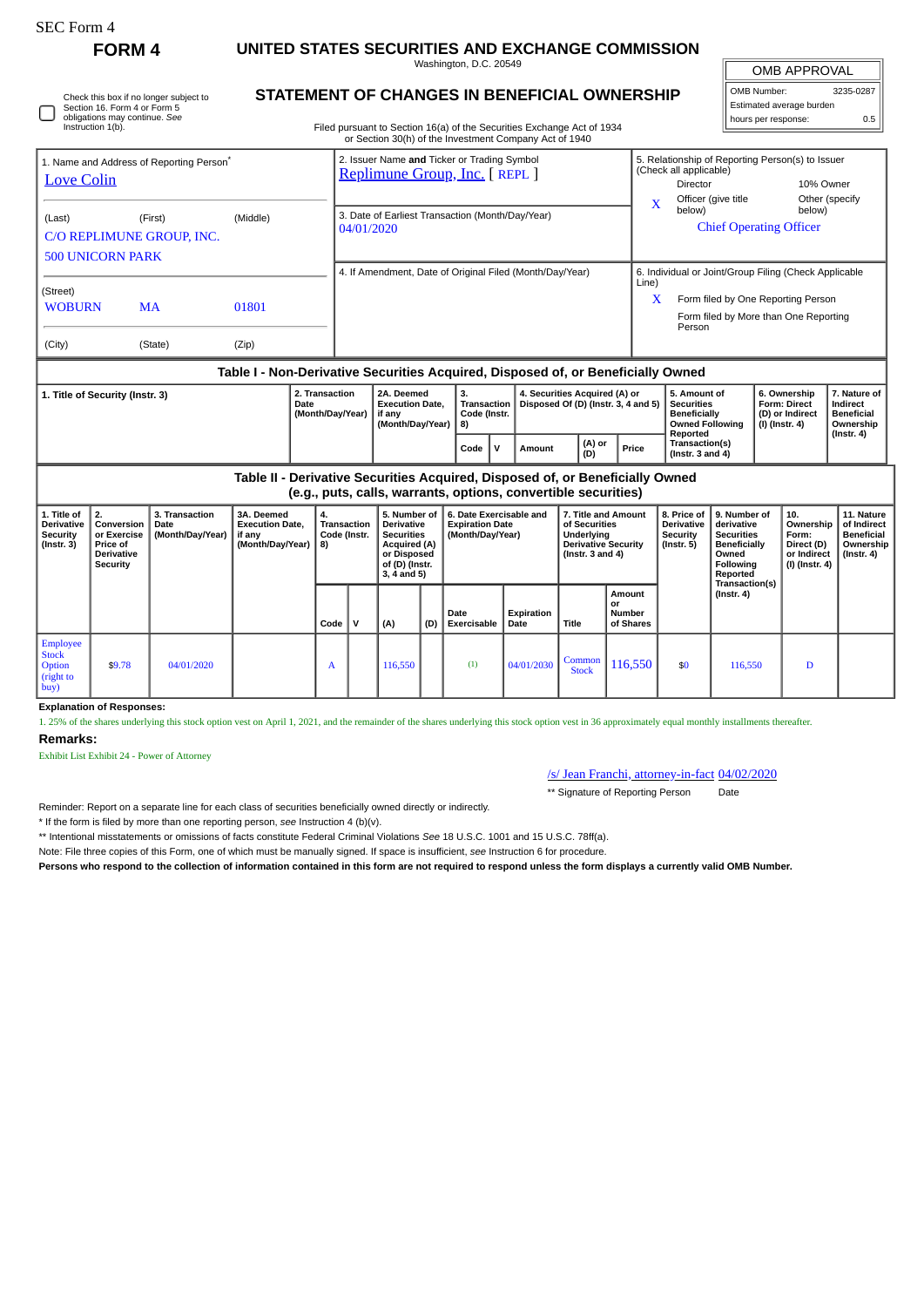SEC Form 4

# FORM 4

## UNITED STATES SECURITIES AND EXCHANGE COMMISSION

Washington, D.C. 20549

## STATEMENT OF CHANGES IN BENEFICIAL OWNERSHIP

Filed pursuant to Section 16(a) of the Securities Exchange Act of 1934 or Section 30(h) of the Investment Company Act of 1940

| OMB APPROVAL | |
|---|---|
| OMB Number: | 3235-0287 |
| Estimated average burden | |
| hours per response: | 0.5 |

☐ Check this box if no longer subject to Section 16. Form 4 or Form 5 obligations may continue. *See* Instruction 1(b).

**1. Name and Address of Reporting Person***
Love Colin

(Last) (First) (Middle)
C/O REPLIMUNE GROUP, INC.
500 UNICORN PARK

(Street)
WOBURN MA 01801

(City) (State) (Zip)

**2. Issuer Name and Ticker or Trading Symbol**
Replimune Group, Inc. [ REPL ]

**3. Date of Earliest Transaction (Month/Day/Year)**
04/01/2020

**4. If Amendment, Date of Original Filed (Month/Day/Year)**

**5. Relationship of Reporting Person(s) to Issuer (Check all applicable)**
Director | 10% Owner
X Officer (give title below) | Other (specify below)
Chief Operating Officer

**6. Individual or Joint/Group Filing (Check Applicable Line)**
X Form filed by One Reporting Person
Form filed by More than One Reporting Person

### Table I - Non-Derivative Securities Acquired, Disposed of, or Beneficially Owned

| 1. Title of Security (Instr. 3) | 2. Transaction Date (Month/Day/Year) | 2A. Deemed Execution Date, if any (Month/Day/Year) | 3. Transaction Code (Instr. 8) | | 4. Securities Acquired (A) or Disposed Of (D) (Instr. 3, 4 and 5) | | | 5. Amount of Securities Beneficially Owned Following Reported Transaction(s) (Instr. 3 and 4) | 6. Ownership Form: Direct (D) or Indirect (I) (Instr. 4) | 7. Nature of Indirect Beneficial Ownership (Instr. 4) |
|---|---|---|---|---|---|---|---|---|---|---|
| | | | Code | V | Amount | (A) or (D) | Price | | | |

### Table II - Derivative Securities Acquired, Disposed of, or Beneficially Owned (e.g., puts, calls, warrants, options, convertible securities)

| 1. Title of Derivative Security (Instr. 3) | 2. Conversion or Exercise Price of Derivative Security | 3. Transaction Date (Month/Day/Year) | 3A. Deemed Execution Date, if any (Month/Day/Year) | 4. Transaction Code (Instr. 8) | | 5. Number of Derivative Securities Acquired (A) or Disposed of (D) (Instr. 3, 4 and 5) | | 6. Date Exercisable and Expiration Date (Month/Day/Year) | | 7. Title and Amount of Securities Underlying Derivative Security (Instr. 3 and 4) | | 8. Price of Derivative Security (Instr. 5) | 9. Number of derivative Securities Beneficially Owned Following Reported Transaction(s) (Instr. 4) | 10. Ownership Form: Direct (D) or Indirect (I) (Instr. 4) | 11. Nature of Indirect Beneficial Ownership (Instr. 4) |
|---|---|---|---|---|---|---|---|---|---|---|---|---|---|---|---|
| | | | | Code | V | (A) | (D) | Date Exercisable | Expiration Date | Title | Amount or Number of Shares | | | | |
| Employee Stock Option (right to buy) | $9.78 | 04/01/2020 | | A | | 116,550 | | (1) | 04/01/2030 | Common Stock | 116,550 | $0 | 116,550 | D | |

**Explanation of Responses:**

1. 25% of the shares underlying this stock option vest on April 1, 2021, and the remainder of the shares underlying this stock option vest in 36 approximately equal monthly installments thereafter.

**Remarks:**

Exhibit List Exhibit 24 - Power of Attorney

/s/ Jean Franchi, attorney-in-fact 04/02/2020

** Signature of Reporting Person Date

Reminder: Report on a separate line for each class of securities beneficially owned directly or indirectly.

* If the form is filed by more than one reporting person, *see* Instruction 4 (b)(v).

** Intentional misstatements or omissions of facts constitute Federal Criminal Violations *See* 18 U.S.C. 1001 and 15 U.S.C. 78ff(a).

Note: File three copies of this Form, one of which must be manually signed. If space is insufficient, *see* Instruction 6 for procedure.

**Persons who respond to the collection of information contained in this form are not required to respond unless the form displays a currently valid OMB Number.**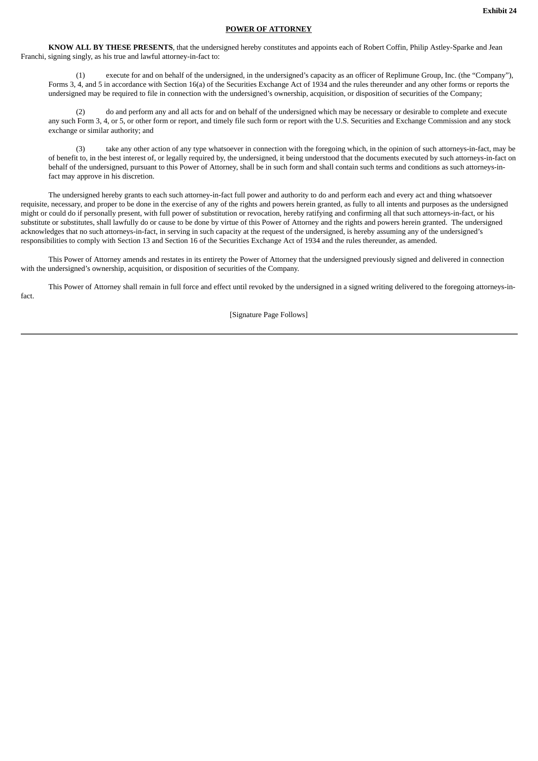**Exhibit 24**

# POWER OF ATTORNEY

**KNOW ALL BY THESE PRESENTS**, that the undersigned hereby constitutes and appoints each of Robert Coffin, Philip Astley-Sparke and Jean Franchi, signing singly, as his true and lawful attorney-in-fact to:

(1) execute for and on behalf of the undersigned, in the undersigned's capacity as an officer of Replimune Group, Inc. (the "Company"), Forms 3, 4, and 5 in accordance with Section 16(a) of the Securities Exchange Act of 1934 and the rules thereunder and any other forms or reports the undersigned may be required to file in connection with the undersigned's ownership, acquisition, or disposition of securities of the Company;

(2) do and perform any and all acts for and on behalf of the undersigned which may be necessary or desirable to complete and execute any such Form 3, 4, or 5, or other form or report, and timely file such form or report with the U.S. Securities and Exchange Commission and any stock exchange or similar authority; and

(3) take any other action of any type whatsoever in connection with the foregoing which, in the opinion of such attorneys-in-fact, may be of benefit to, in the best interest of, or legally required by, the undersigned, it being understood that the documents executed by such attorneys-in-fact on behalf of the undersigned, pursuant to this Power of Attorney, shall be in such form and shall contain such terms and conditions as such attorneys-in-fact may approve in his discretion.

The undersigned hereby grants to each such attorney-in-fact full power and authority to do and perform each and every act and thing whatsoever requisite, necessary, and proper to be done in the exercise of any of the rights and powers herein granted, as fully to all intents and purposes as the undersigned might or could do if personally present, with full power of substitution or revocation, hereby ratifying and confirming all that such attorneys-in-fact, or his substitute or substitutes, shall lawfully do or cause to be done by virtue of this Power of Attorney and the rights and powers herein granted. The undersigned acknowledges that no such attorneys-in-fact, in serving in such capacity at the request of the undersigned, is hereby assuming any of the undersigned's responsibilities to comply with Section 13 and Section 16 of the Securities Exchange Act of 1934 and the rules thereunder, as amended.

This Power of Attorney amends and restates in its entirety the Power of Attorney that the undersigned previously signed and delivered in connection with the undersigned's ownership, acquisition, or disposition of securities of the Company.

This Power of Attorney shall remain in full force and effect until revoked by the undersigned in a signed writing delivered to the foregoing attorneys-in-fact.

[Signature Page Follows]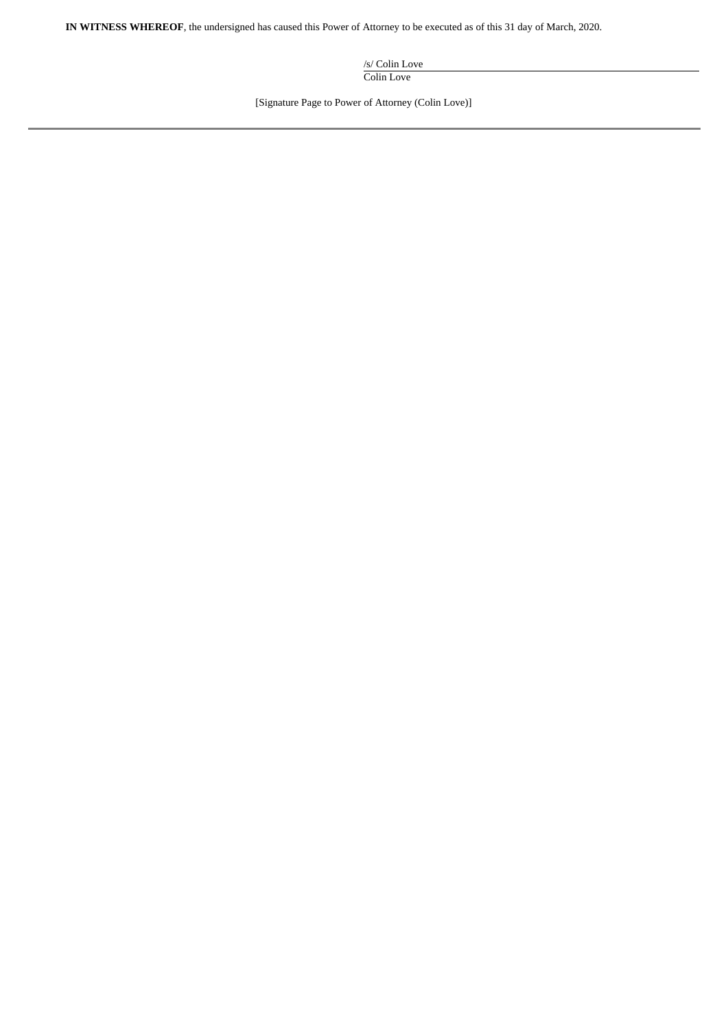**IN WITNESS WHEREOF**, the undersigned has caused this Power of Attorney to be executed as of this 31 day of March, 2020.

/s/ Colin Love

Colin Love

[Signature Page to Power of Attorney (Colin Love)]